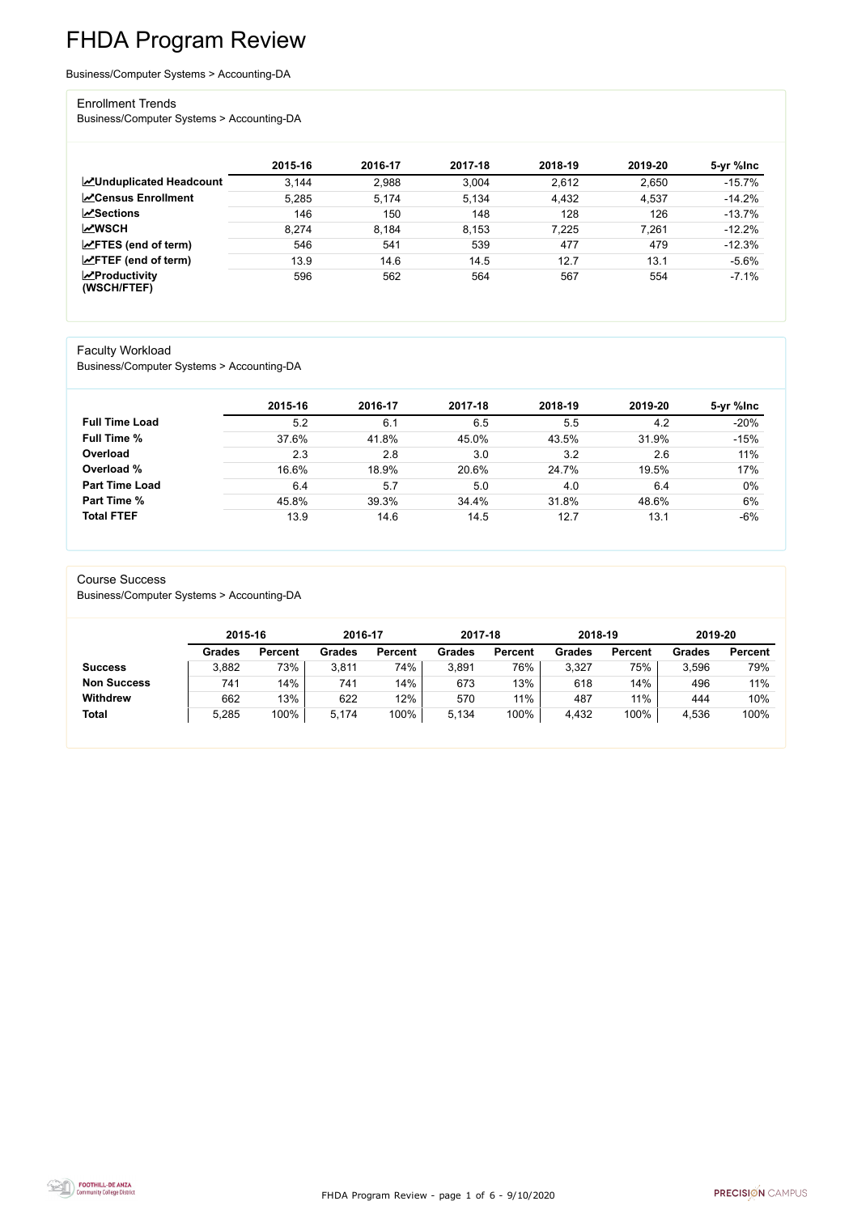# FHDA Program Review

Business/Computer Systems > Accounting-DA

## Enrollment Trends

Business/Computer Systems > Accounting-DA

| | 2015-16 | 2016-17 | 2017-18 | 2018-19 | 2019-20 | 5-yr %Inc |
|---|---|---|---|---|---|---|
| **Unduplicated Headcount** | 3,144 | 2,988 | 3,004 | 2,612 | 2,650 | -15.7% |
| **Census Enrollment** | 5,285 | 5,174 | 5,134 | 4,432 | 4,537 | -14.2% |
| **Sections** | 146 | 150 | 148 | 128 | 126 | -13.7% |
| **WSCH** | 8,274 | 8,184 | 8,153 | 7,225 | 7,261 | -12.2% |
| **FTES (end of term)** | 546 | 541 | 539 | 477 | 479 | -12.3% |
| **FTEF (end of term)** | 13.9 | 14.6 | 14.5 | 12.7 | 13.1 | -5.6% |
| **Productivity (WSCH/FTEF)** | 596 | 562 | 564 | 567 | 554 | -7.1% |

## Faculty Workload

Business/Computer Systems > Accounting-DA

| | 2015-16 | 2016-17 | 2017-18 | 2018-19 | 2019-20 | 5-yr %Inc |
|---|---|---|---|---|---|---|
| **Full Time Load** | 5.2 | 6.1 | 6.5 | 5.5 | 4.2 | -20% |
| **Full Time %** | 37.6% | 41.8% | 45.0% | 43.5% | 31.9% | -15% |
| **Overload** | 2.3 | 2.8 | 3.0 | 3.2 | 2.6 | 11% |
| **Overload %** | 16.6% | 18.9% | 20.6% | 24.7% | 19.5% | 17% |
| **Part Time Load** | 6.4 | 5.7 | 5.0 | 4.0 | 6.4 | 0% |
| **Part Time %** | 45.8% | 39.3% | 34.4% | 31.8% | 48.6% | 6% |
| **Total FTEF** | 13.9 | 14.6 | 14.5 | 12.7 | 13.1 | -6% |

## Course Success

Business/Computer Systems > Accounting-DA

| | 2015-16 | | 2016-17 | | 2017-18 | | 2018-19 | | 2019-20 | |
|---|---|---|---|---|---|---|---|---|---|---|
| | Grades | Percent | Grades | Percent | Grades | Percent | Grades | Percent | Grades | Percent |
| **Success** | 3,882 | 73% | 3,811 | 74% | 3,891 | 76% | 3,327 | 75% | 3,596 | 79% |
| **Non Success** | 741 | 14% | 741 | 14% | 673 | 13% | 618 | 14% | 496 | 11% |
| **Withdrew** | 662 | 13% | 622 | 12% | 570 | 11% | 487 | 11% | 444 | 10% |
| **Total** | 5,285 | 100% | 5,174 | 100% | 5,134 | 100% | 4,432 | 100% | 4,536 | 100% |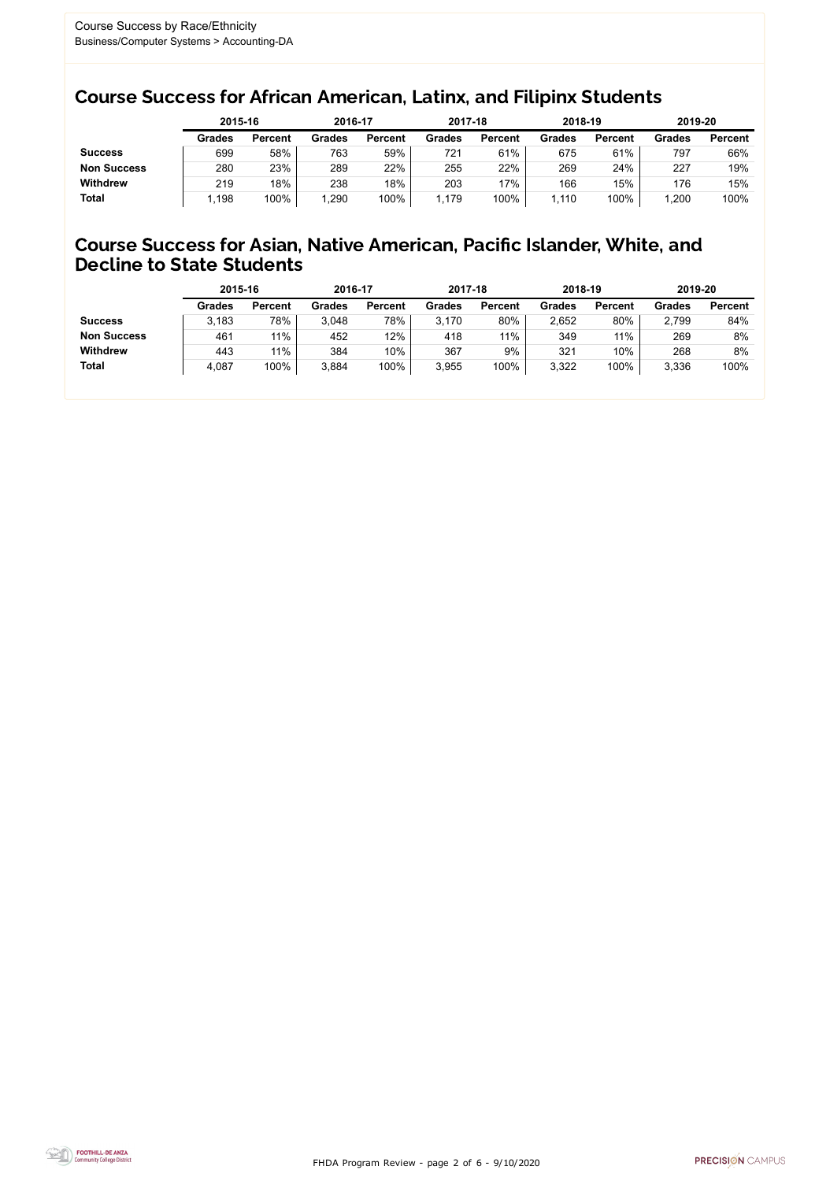Course Success by Race/Ethnicity
Business/Computer Systems > Accounting-DA

## Course Success for African American, Latinx, and Filipinx Students

| | 2015-16 | | 2016-17 | | 2017-18 | | 2018-19 | | 2019-20 | |
|---|---|---|---|---|---|---|---|---|---|---|
| | Grades | Percent | Grades | Percent | Grades | Percent | Grades | Percent | Grades | Percent |
| **Success** | 699 | 58% | 763 | 59% | 721 | 61% | 675 | 61% | 797 | 66% |
| **Non Success** | 280 | 23% | 289 | 22% | 255 | 22% | 269 | 24% | 227 | 19% |
| **Withdrew** | 219 | 18% | 238 | 18% | 203 | 17% | 166 | 15% | 176 | 15% |
| **Total** | 1,198 | 100% | 1,290 | 100% | 1,179 | 100% | 1,110 | 100% | 1,200 | 100% |

## Course Success for Asian, Native American, Pacific Islander, White, and Decline to State Students

| | 2015-16 | | 2016-17 | | 2017-18 | | 2018-19 | | 2019-20 | |
|---|---|---|---|---|---|---|---|---|---|---|
| | Grades | Percent | Grades | Percent | Grades | Percent | Grades | Percent | Grades | Percent |
| **Success** | 3,183 | 78% | 3,048 | 78% | 3,170 | 80% | 2,652 | 80% | 2,799 | 84% |
| **Non Success** | 461 | 11% | 452 | 12% | 418 | 11% | 349 | 11% | 269 | 8% |
| **Withdrew** | 443 | 11% | 384 | 10% | 367 | 9% | 321 | 10% | 268 | 8% |
| **Total** | 4,087 | 100% | 3,884 | 100% | 3,955 | 100% | 3,322 | 100% | 3,336 | 100% |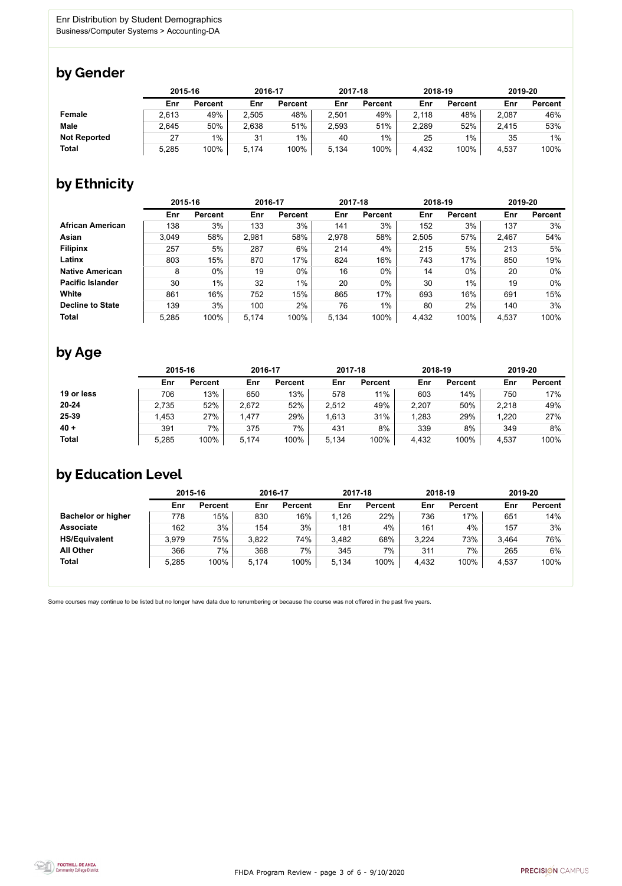Enr Distribution by Student Demographics
Business/Computer Systems > Accounting-DA

## by Gender

| | 2015-16 | | 2016-17 | | 2017-18 | | 2018-19 | | 2019-20 | |
|---|---|---|---|---|---|---|---|---|---|---|
| | Enr | Percent | Enr | Percent | Enr | Percent | Enr | Percent | Enr | Percent |
| **Female** | 2,613 | 49% | 2,505 | 48% | 2,501 | 49% | 2,118 | 48% | 2,087 | 46% |
| **Male** | 2,645 | 50% | 2,638 | 51% | 2,593 | 51% | 2,289 | 52% | 2,415 | 53% |
| **Not Reported** | 27 | 1% | 31 | 1% | 40 | 1% | 25 | 1% | 35 | 1% |
| **Total** | 5,285 | 100% | 5,174 | 100% | 5,134 | 100% | 4,432 | 100% | 4,537 | 100% |

## by Ethnicity

| | 2015-16 | | 2016-17 | | 2017-18 | | 2018-19 | | 2019-20 | |
|---|---|---|---|---|---|---|---|---|---|---|
| | Enr | Percent | Enr | Percent | Enr | Percent | Enr | Percent | Enr | Percent |
| **African American** | 138 | 3% | 133 | 3% | 141 | 3% | 152 | 3% | 137 | 3% |
| **Asian** | 3,049 | 58% | 2,981 | 58% | 2,978 | 58% | 2,505 | 57% | 2,467 | 54% |
| **Filipinx** | 257 | 5% | 287 | 6% | 214 | 4% | 215 | 5% | 213 | 5% |
| **Latinx** | 803 | 15% | 870 | 17% | 824 | 16% | 743 | 17% | 850 | 19% |
| **Native American** | 8 | 0% | 19 | 0% | 16 | 0% | 14 | 0% | 20 | 0% |
| **Pacific Islander** | 30 | 1% | 32 | 1% | 20 | 0% | 30 | 1% | 19 | 0% |
| **White** | 861 | 16% | 752 | 15% | 865 | 17% | 693 | 16% | 691 | 15% |
| **Decline to State** | 139 | 3% | 100 | 2% | 76 | 1% | 80 | 2% | 140 | 3% |
| **Total** | 5,285 | 100% | 5,174 | 100% | 5,134 | 100% | 4,432 | 100% | 4,537 | 100% |

## by Age

| | 2015-16 | | 2016-17 | | 2017-18 | | 2018-19 | | 2019-20 | |
|---|---|---|---|---|---|---|---|---|---|---|
| | Enr | Percent | Enr | Percent | Enr | Percent | Enr | Percent | Enr | Percent |
| **19 or less** | 706 | 13% | 650 | 13% | 578 | 11% | 603 | 14% | 750 | 17% |
| **20-24** | 2,735 | 52% | 2,672 | 52% | 2,512 | 49% | 2,207 | 50% | 2,218 | 49% |
| **25-39** | 1,453 | 27% | 1,477 | 29% | 1,613 | 31% | 1,283 | 29% | 1,220 | 27% |
| **40 +** | 391 | 7% | 375 | 7% | 431 | 8% | 339 | 8% | 349 | 8% |
| **Total** | 5,285 | 100% | 5,174 | 100% | 5,134 | 100% | 4,432 | 100% | 4,537 | 100% |

## by Education Level

| | 2015-16 | | 2016-17 | | 2017-18 | | 2018-19 | | 2019-20 | |
|---|---|---|---|---|---|---|---|---|---|---|
| | Enr | Percent | Enr | Percent | Enr | Percent | Enr | Percent | Enr | Percent |
| **Bachelor or higher** | 778 | 15% | 830 | 16% | 1,126 | 22% | 736 | 17% | 651 | 14% |
| **Associate** | 162 | 3% | 154 | 3% | 181 | 4% | 161 | 4% | 157 | 3% |
| **HS/Equivalent** | 3,979 | 75% | 3,822 | 74% | 3,482 | 68% | 3,224 | 73% | 3,464 | 76% |
| **All Other** | 366 | 7% | 368 | 7% | 345 | 7% | 311 | 7% | 265 | 6% |
| **Total** | 5,285 | 100% | 5,174 | 100% | 5,134 | 100% | 4,432 | 100% | 4,537 | 100% |

Some courses may continue to be listed but no longer have data due to renumbering or because the course was not offered in the past five years.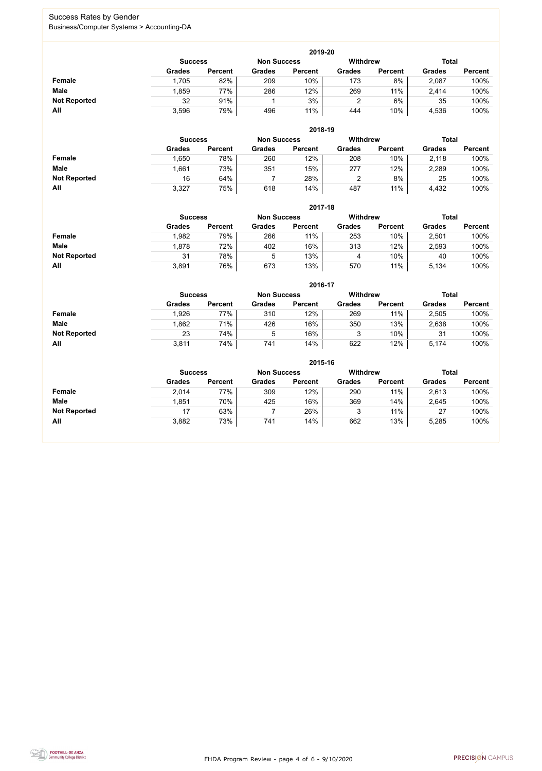# Success Rates by Gender

Business/Computer Systems > Accounting-DA

### 2019-20

| | Success | | Non Success | | Withdrew | | Total | |
|---|---|---|---|---|---|---|---|---|
| | Grades | Percent | Grades | Percent | Grades | Percent | Grades | Percent |
| **Female** | 1,705 | 82% | 209 | 10% | 173 | 8% | 2,087 | 100% |
| **Male** | 1,859 | 77% | 286 | 12% | 269 | 11% | 2,414 | 100% |
| **Not Reported** | 32 | 91% | 1 | 3% | 2 | 6% | 35 | 100% |
| **All** | 3,596 | 79% | 496 | 11% | 444 | 10% | 4,536 | 100% |

### 2018-19

| | Success | | Non Success | | Withdrew | | Total | |
|---|---|---|---|---|---|---|---|---|
| | Grades | Percent | Grades | Percent | Grades | Percent | Grades | Percent |
| **Female** | 1,650 | 78% | 260 | 12% | 208 | 10% | 2,118 | 100% |
| **Male** | 1,661 | 73% | 351 | 15% | 277 | 12% | 2,289 | 100% |
| **Not Reported** | 16 | 64% | 7 | 28% | 2 | 8% | 25 | 100% |
| **All** | 3,327 | 75% | 618 | 14% | 487 | 11% | 4,432 | 100% |

### 2017-18

| | Success | | Non Success | | Withdrew | | Total | |
|---|---|---|---|---|---|---|---|---|
| | Grades | Percent | Grades | Percent | Grades | Percent | Grades | Percent |
| **Female** | 1,982 | 79% | 266 | 11% | 253 | 10% | 2,501 | 100% |
| **Male** | 1,878 | 72% | 402 | 16% | 313 | 12% | 2,593 | 100% |
| **Not Reported** | 31 | 78% | 5 | 13% | 4 | 10% | 40 | 100% |
| **All** | 3,891 | 76% | 673 | 13% | 570 | 11% | 5,134 | 100% |

### 2016-17

| | Success | | Non Success | | Withdrew | | Total | |
|---|---|---|---|---|---|---|---|---|
| | Grades | Percent | Grades | Percent | Grades | Percent | Grades | Percent |
| **Female** | 1,926 | 77% | 310 | 12% | 269 | 11% | 2,505 | 100% |
| **Male** | 1,862 | 71% | 426 | 16% | 350 | 13% | 2,638 | 100% |
| **Not Reported** | 23 | 74% | 5 | 16% | 3 | 10% | 31 | 100% |
| **All** | 3,811 | 74% | 741 | 14% | 622 | 12% | 5,174 | 100% |

### 2015-16

| | Success | | Non Success | | Withdrew | | Total | |
|---|---|---|---|---|---|---|---|---|
| | Grades | Percent | Grades | Percent | Grades | Percent | Grades | Percent |
| **Female** | 2,014 | 77% | 309 | 12% | 290 | 11% | 2,613 | 100% |
| **Male** | 1,851 | 70% | 425 | 16% | 369 | 14% | 2,645 | 100% |
| **Not Reported** | 17 | 63% | 7 | 26% | 3 | 11% | 27 | 100% |
| **All** | 3,882 | 73% | 741 | 14% | 662 | 13% | 5,285 | 100% |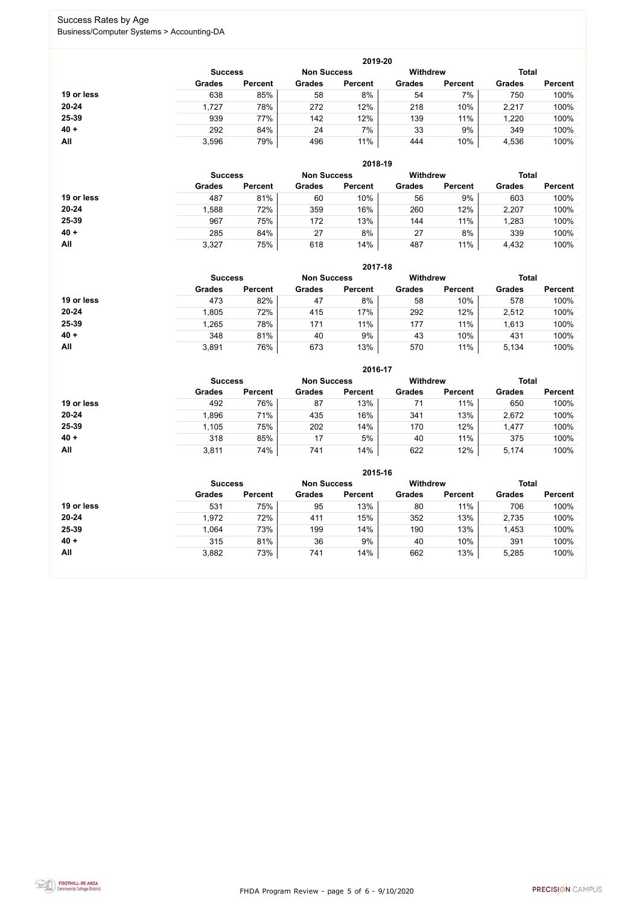Success Rates by Age

Business/Computer Systems > Accounting-DA

| 2019-20 | Success | | Non Success | | Withdrew | | Total | |
|---|---|---|---|---|---|---|---|---|
| | Grades | Percent | Grades | Percent | Grades | Percent | Grades | Percent |
| **19 or less** | 638 | 85% | 58 | 8% | 54 | 7% | 750 | 100% |
| **20-24** | 1,727 | 78% | 272 | 12% | 218 | 10% | 2,217 | 100% |
| **25-39** | 939 | 77% | 142 | 12% | 139 | 11% | 1,220 | 100% |
| **40 +** | 292 | 84% | 24 | 7% | 33 | 9% | 349 | 100% |
| **All** | 3,596 | 79% | 496 | 11% | 444 | 10% | 4,536 | 100% |

| 2018-19 | Success | | Non Success | | Withdrew | | Total | |
|---|---|---|---|---|---|---|---|---|
| | Grades | Percent | Grades | Percent | Grades | Percent | Grades | Percent |
| **19 or less** | 487 | 81% | 60 | 10% | 56 | 9% | 603 | 100% |
| **20-24** | 1,588 | 72% | 359 | 16% | 260 | 12% | 2,207 | 100% |
| **25-39** | 967 | 75% | 172 | 13% | 144 | 11% | 1,283 | 100% |
| **40 +** | 285 | 84% | 27 | 8% | 27 | 8% | 339 | 100% |
| **All** | 3,327 | 75% | 618 | 14% | 487 | 11% | 4,432 | 100% |

| 2017-18 | Success | | Non Success | | Withdrew | | Total | |
|---|---|---|---|---|---|---|---|---|
| | Grades | Percent | Grades | Percent | Grades | Percent | Grades | Percent |
| **19 or less** | 473 | 82% | 47 | 8% | 58 | 10% | 578 | 100% |
| **20-24** | 1,805 | 72% | 415 | 17% | 292 | 12% | 2,512 | 100% |
| **25-39** | 1,265 | 78% | 171 | 11% | 177 | 11% | 1,613 | 100% |
| **40 +** | 348 | 81% | 40 | 9% | 43 | 10% | 431 | 100% |
| **All** | 3,891 | 76% | 673 | 13% | 570 | 11% | 5,134 | 100% |

| 2016-17 | Success | | Non Success | | Withdrew | | Total | |
|---|---|---|---|---|---|---|---|---|
| | Grades | Percent | Grades | Percent | Grades | Percent | Grades | Percent |
| **19 or less** | 492 | 76% | 87 | 13% | 71 | 11% | 650 | 100% |
| **20-24** | 1,896 | 71% | 435 | 16% | 341 | 13% | 2,672 | 100% |
| **25-39** | 1,105 | 75% | 202 | 14% | 170 | 12% | 1,477 | 100% |
| **40 +** | 318 | 85% | 17 | 5% | 40 | 11% | 375 | 100% |
| **All** | 3,811 | 74% | 741 | 14% | 622 | 12% | 5,174 | 100% |

| 2015-16 | Success | | Non Success | | Withdrew | | Total | |
|---|---|---|---|---|---|---|---|---|
| | Grades | Percent | Grades | Percent | Grades | Percent | Grades | Percent |
| **19 or less** | 531 | 75% | 95 | 13% | 80 | 11% | 706 | 100% |
| **20-24** | 1,972 | 72% | 411 | 15% | 352 | 13% | 2,735 | 100% |
| **25-39** | 1,064 | 73% | 199 | 14% | 190 | 13% | 1,453 | 100% |
| **40 +** | 315 | 81% | 36 | 9% | 40 | 10% | 391 | 100% |
| **All** | 3,882 | 73% | 741 | 14% | 662 | 13% | 5,285 | 100% |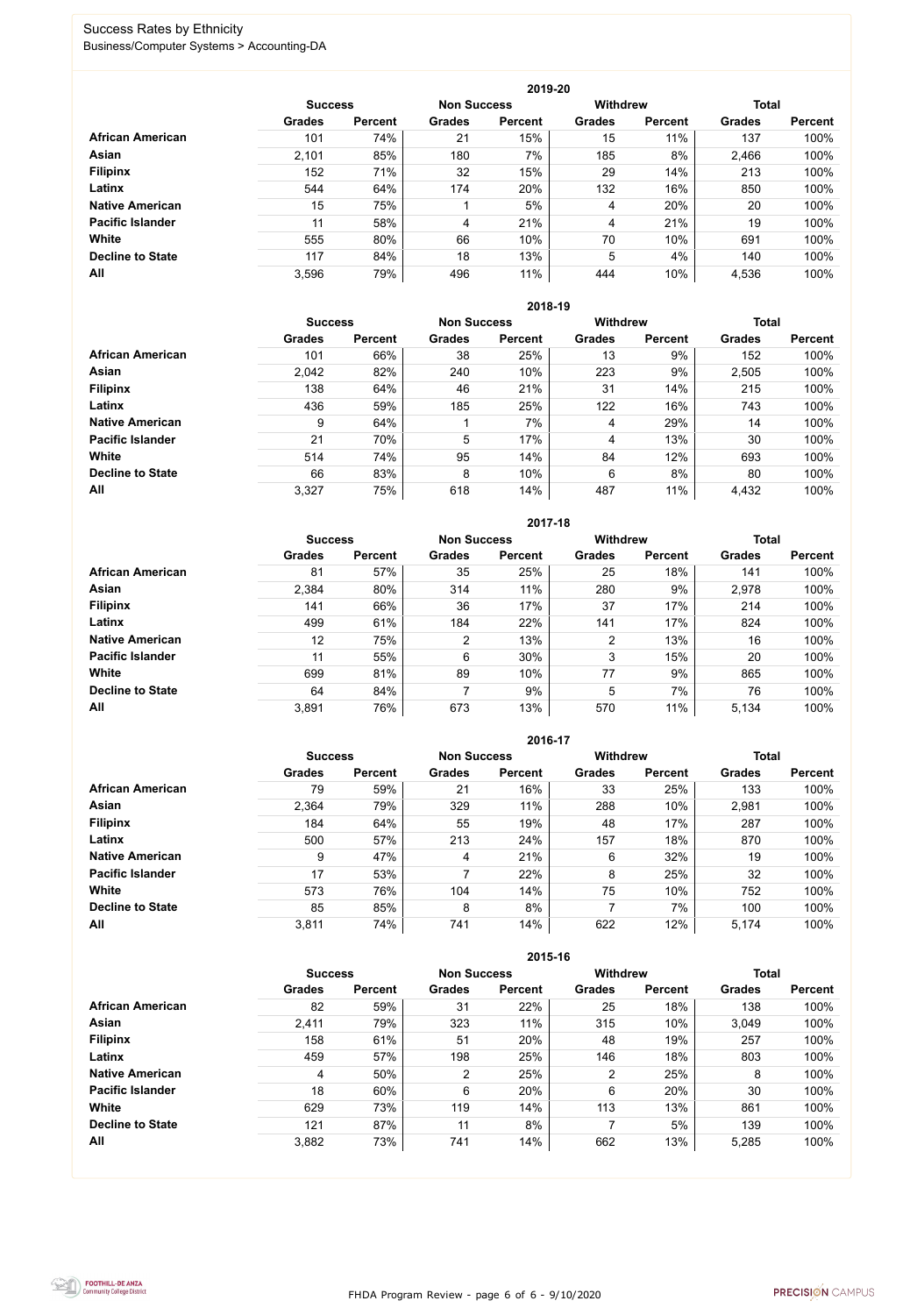# Success Rates by Ethnicity

Business/Computer Systems > Accounting-DA

## 2019-20

| | Success | | Non Success | | Withdrew | | Total | |
|---|---|---|---|---|---|---|---|---|
| | Grades | Percent | Grades | Percent | Grades | Percent | Grades | Percent |
| **African American** | 101 | 74% | 21 | 15% | 15 | 11% | 137 | 100% |
| **Asian** | 2,101 | 85% | 180 | 7% | 185 | 8% | 2,466 | 100% |
| **Filipinx** | 152 | 71% | 32 | 15% | 29 | 14% | 213 | 100% |
| **Latinx** | 544 | 64% | 174 | 20% | 132 | 16% | 850 | 100% |
| **Native American** | 15 | 75% | 1 | 5% | 4 | 20% | 20 | 100% |
| **Pacific Islander** | 11 | 58% | 4 | 21% | 4 | 21% | 19 | 100% |
| **White** | 555 | 80% | 66 | 10% | 70 | 10% | 691 | 100% |
| **Decline to State** | 117 | 84% | 18 | 13% | 5 | 4% | 140 | 100% |
| **All** | 3,596 | 79% | 496 | 11% | 444 | 10% | 4,536 | 100% |

## 2018-19

| | Success | | Non Success | | Withdrew | | Total | |
|---|---|---|---|---|---|---|---|---|
| | Grades | Percent | Grades | Percent | Grades | Percent | Grades | Percent |
| **African American** | 101 | 66% | 38 | 25% | 13 | 9% | 152 | 100% |
| **Asian** | 2,042 | 82% | 240 | 10% | 223 | 9% | 2,505 | 100% |
| **Filipinx** | 138 | 64% | 46 | 21% | 31 | 14% | 215 | 100% |
| **Latinx** | 436 | 59% | 185 | 25% | 122 | 16% | 743 | 100% |
| **Native American** | 9 | 64% | 1 | 7% | 4 | 29% | 14 | 100% |
| **Pacific Islander** | 21 | 70% | 5 | 17% | 4 | 13% | 30 | 100% |
| **White** | 514 | 74% | 95 | 14% | 84 | 12% | 693 | 100% |
| **Decline to State** | 66 | 83% | 8 | 10% | 6 | 8% | 80 | 100% |
| **All** | 3,327 | 75% | 618 | 14% | 487 | 11% | 4,432 | 100% |

## 2017-18

| | Success | | Non Success | | Withdrew | | Total | |
|---|---|---|---|---|---|---|---|---|
| | Grades | Percent | Grades | Percent | Grades | Percent | Grades | Percent |
| **African American** | 81 | 57% | 35 | 25% | 25 | 18% | 141 | 100% |
| **Asian** | 2,384 | 80% | 314 | 11% | 280 | 9% | 2,978 | 100% |
| **Filipinx** | 141 | 66% | 36 | 17% | 37 | 17% | 214 | 100% |
| **Latinx** | 499 | 61% | 184 | 22% | 141 | 17% | 824 | 100% |
| **Native American** | 12 | 75% | 2 | 13% | 2 | 13% | 16 | 100% |
| **Pacific Islander** | 11 | 55% | 6 | 30% | 3 | 15% | 20 | 100% |
| **White** | 699 | 81% | 89 | 10% | 77 | 9% | 865 | 100% |
| **Decline to State** | 64 | 84% | 7 | 9% | 5 | 7% | 76 | 100% |
| **All** | 3,891 | 76% | 673 | 13% | 570 | 11% | 5,134 | 100% |

## 2016-17

| | Success | | Non Success | | Withdrew | | Total | |
|---|---|---|---|---|---|---|---|---|
| | Grades | Percent | Grades | Percent | Grades | Percent | Grades | Percent |
| **African American** | 79 | 59% | 21 | 16% | 33 | 25% | 133 | 100% |
| **Asian** | 2,364 | 79% | 329 | 11% | 288 | 10% | 2,981 | 100% |
| **Filipinx** | 184 | 64% | 55 | 19% | 48 | 17% | 287 | 100% |
| **Latinx** | 500 | 57% | 213 | 24% | 157 | 18% | 870 | 100% |
| **Native American** | 9 | 47% | 4 | 21% | 6 | 32% | 19 | 100% |
| **Pacific Islander** | 17 | 53% | 7 | 22% | 8 | 25% | 32 | 100% |
| **White** | 573 | 76% | 104 | 14% | 75 | 10% | 752 | 100% |
| **Decline to State** | 85 | 85% | 8 | 8% | 7 | 7% | 100 | 100% |
| **All** | 3,811 | 74% | 741 | 14% | 622 | 12% | 5,174 | 100% |

## 2015-16

| | Success | | Non Success | | Withdrew | | Total | |
|---|---|---|---|---|---|---|---|---|
| | Grades | Percent | Grades | Percent | Grades | Percent | Grades | Percent |
| **African American** | 82 | 59% | 31 | 22% | 25 | 18% | 138 | 100% |
| **Asian** | 2,411 | 79% | 323 | 11% | 315 | 10% | 3,049 | 100% |
| **Filipinx** | 158 | 61% | 51 | 20% | 48 | 19% | 257 | 100% |
| **Latinx** | 459 | 57% | 198 | 25% | 146 | 18% | 803 | 100% |
| **Native American** | 4 | 50% | 2 | 25% | 2 | 25% | 8 | 100% |
| **Pacific Islander** | 18 | 60% | 6 | 20% | 6 | 20% | 30 | 100% |
| **White** | 629 | 73% | 119 | 14% | 113 | 13% | 861 | 100% |
| **Decline to State** | 121 | 87% | 11 | 8% | 7 | 5% | 139 | 100% |
| **All** | 3,882 | 73% | 741 | 14% | 662 | 13% | 5,285 | 100% |